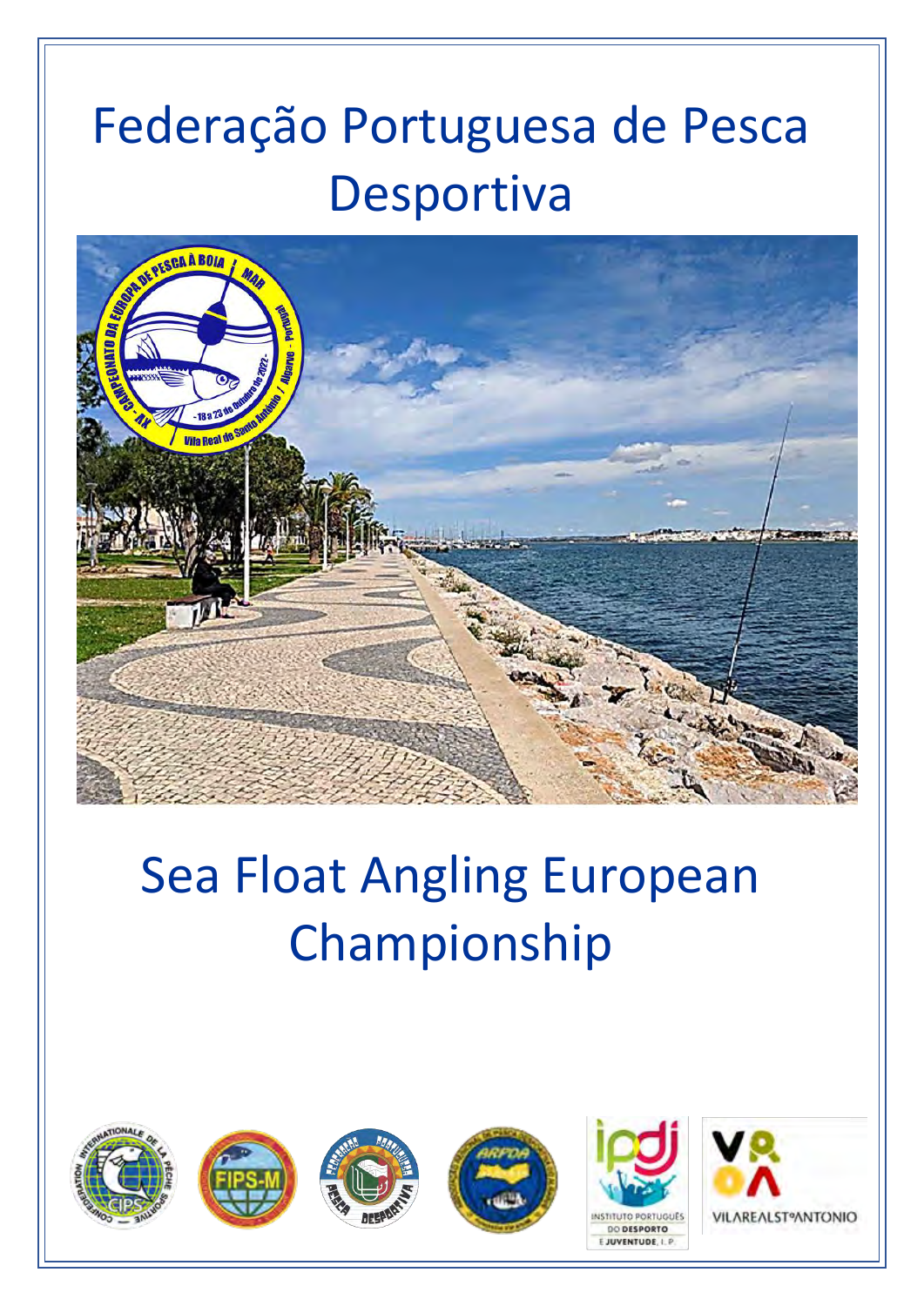# Federação Portuguesa de Pesca Desportiva

# Sea Float Angling European Championship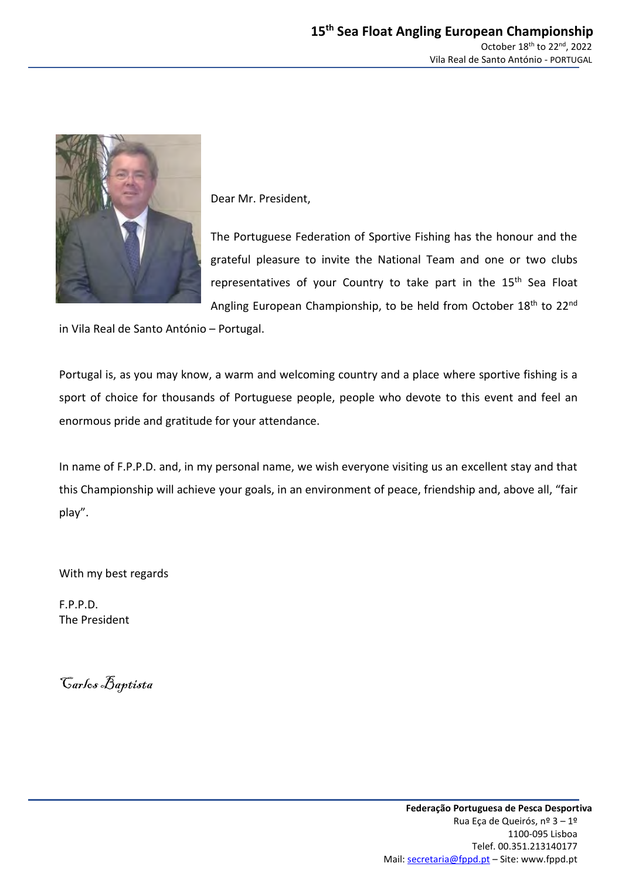Dear Mr. President,

The Portuguese Federation of Sportive Fishing has the honour and the grateful pleasure to invite the National Team and one or two clubs representatives of your Country to take part in the 15th Sea Float Angling European Championship, to be held from October 18th to 22nd in Vila Real de Santo António – Portugal.

Portugal is, as you may know, a warm and welcoming country and a place where sportive fishing is a sport of choice for thousands of Portuguese people, people who devote to this event and feel an enormous pride and gratitude for your attendance.

In name of F.P.P.D. and, in my personal name, we wish everyone visiting us an excellent stay and that this Championship will achieve your goals, in an environment of peace, friendship and, above all, "fair play".

With my best regards

F.P.P.D.
The President

*Carlos Baptista*

**Federação Portuguesa de Pesca Desportiva**
Rua Eça de Queirós, nº 3 – 1º
1100-095 Lisboa
Telef. 00.351.213140177
Mail: secretaria@fppd.pt – Site: www.fppd.pt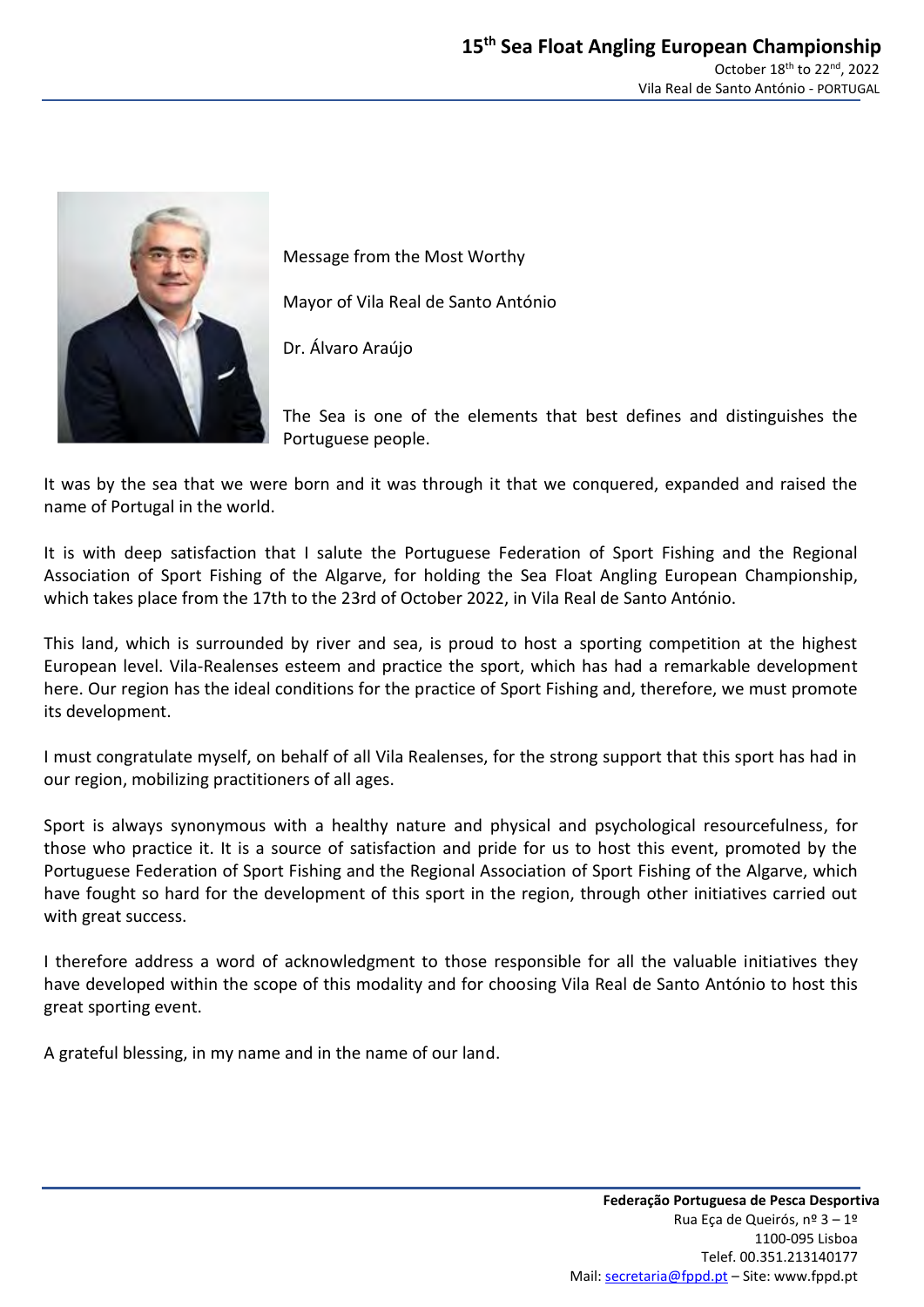Message from the Most Worthy

Mayor of Vila Real de Santo António

Dr. Álvaro Araújo

The Sea is one of the elements that best defines and distinguishes the Portuguese people.

It was by the sea that we were born and it was through it that we conquered, expanded and raised the name of Portugal in the world.

It is with deep satisfaction that I salute the Portuguese Federation of Sport Fishing and the Regional Association of Sport Fishing of the Algarve, for holding the Sea Float Angling European Championship, which takes place from the 17th to the 23rd of October 2022, in Vila Real de Santo António.

This land, which is surrounded by river and sea, is proud to host a sporting competition at the highest European level. Vila-Realenses esteem and practice the sport, which has had a remarkable development here. Our region has the ideal conditions for the practice of Sport Fishing and, therefore, we must promote its development.

I must congratulate myself, on behalf of all Vila Realenses, for the strong support that this sport has had in our region, mobilizing practitioners of all ages.

Sport is always synonymous with a healthy nature and physical and psychological resourcefulness, for those who practice it. It is a source of satisfaction and pride for us to host this event, promoted by the Portuguese Federation of Sport Fishing and the Regional Association of Sport Fishing of the Algarve, which have fought so hard for the development of this sport in the region, through other initiatives carried out with great success.

I therefore address a word of acknowledgment to those responsible for all the valuable initiatives they have developed within the scope of this modality and for choosing Vila Real de Santo António to host this great sporting event.

A grateful blessing, in my name and in the name of our land.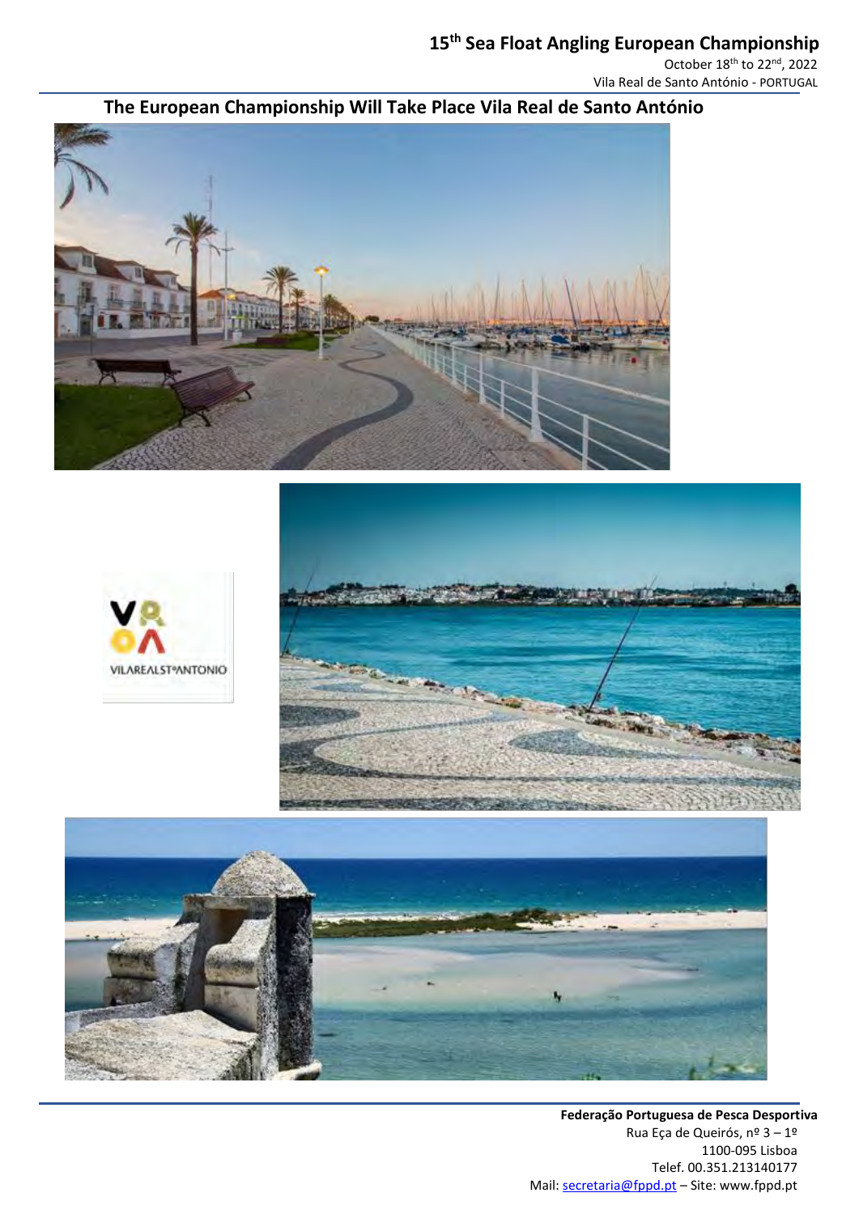## The European Championship Will Take Place Vila Real de Santo António

**Federação Portuguesa de Pesca Desportiva**
Rua Eça de Queirós, nº 3 – 1º
1100-095 Lisboa
Telef. 00.351.213140177
Mail: secretaria@fppd.pt – Site: www.fppd.pt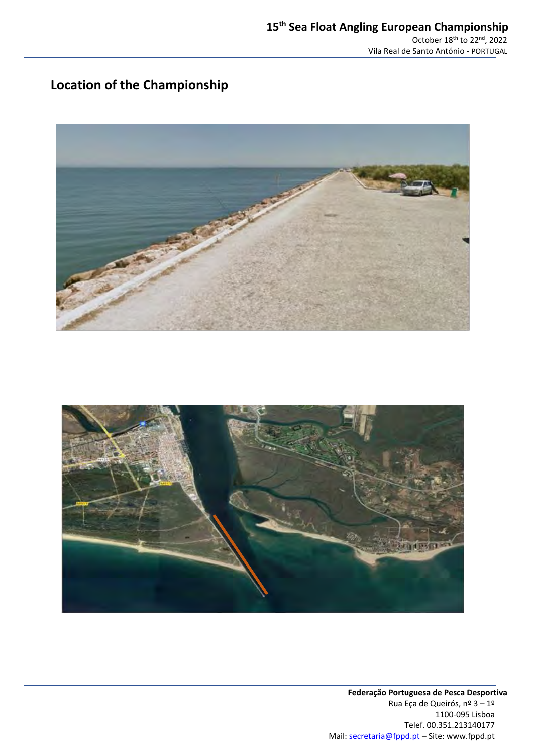## Location of the Championship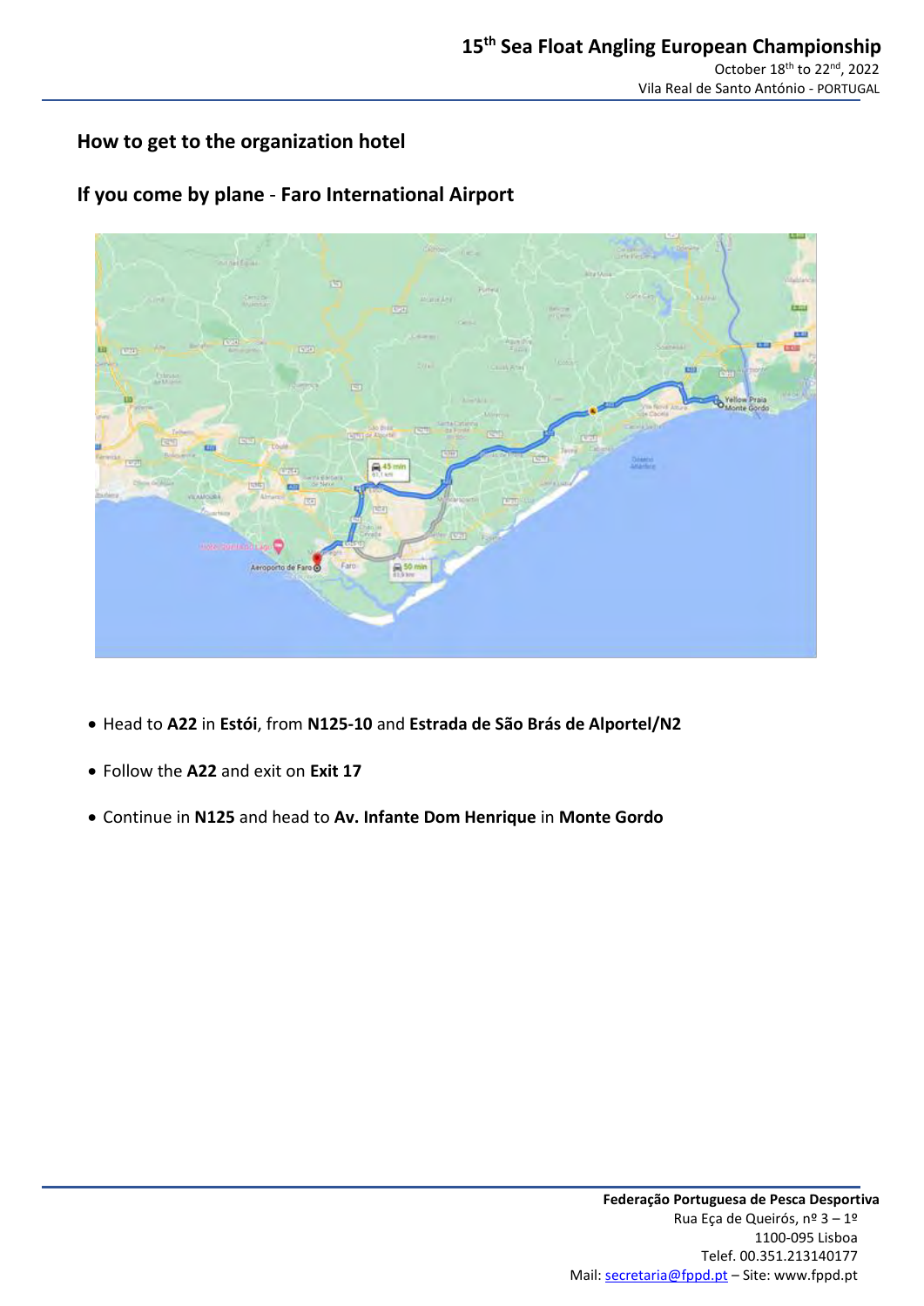## How to get to the organization hotel

## If you come by plane - Faro International Airport

- Head to **A22** in **Estói**, from **N125-10** and **Estrada de São Brás de Alportel/N2**
- Follow the **A22** and exit on **Exit 17**
- Continue in **N125** and head to **Av. Infante Dom Henrique** in **Monte Gordo**

**Federação Portuguesa de Pesca Desportiva**
Rua Eça de Queirós, nº 3 – 1º
1100-095 Lisboa
Telef. 00.351.213140177
Mail: secretaria@fppd.pt – Site: www.fppd.pt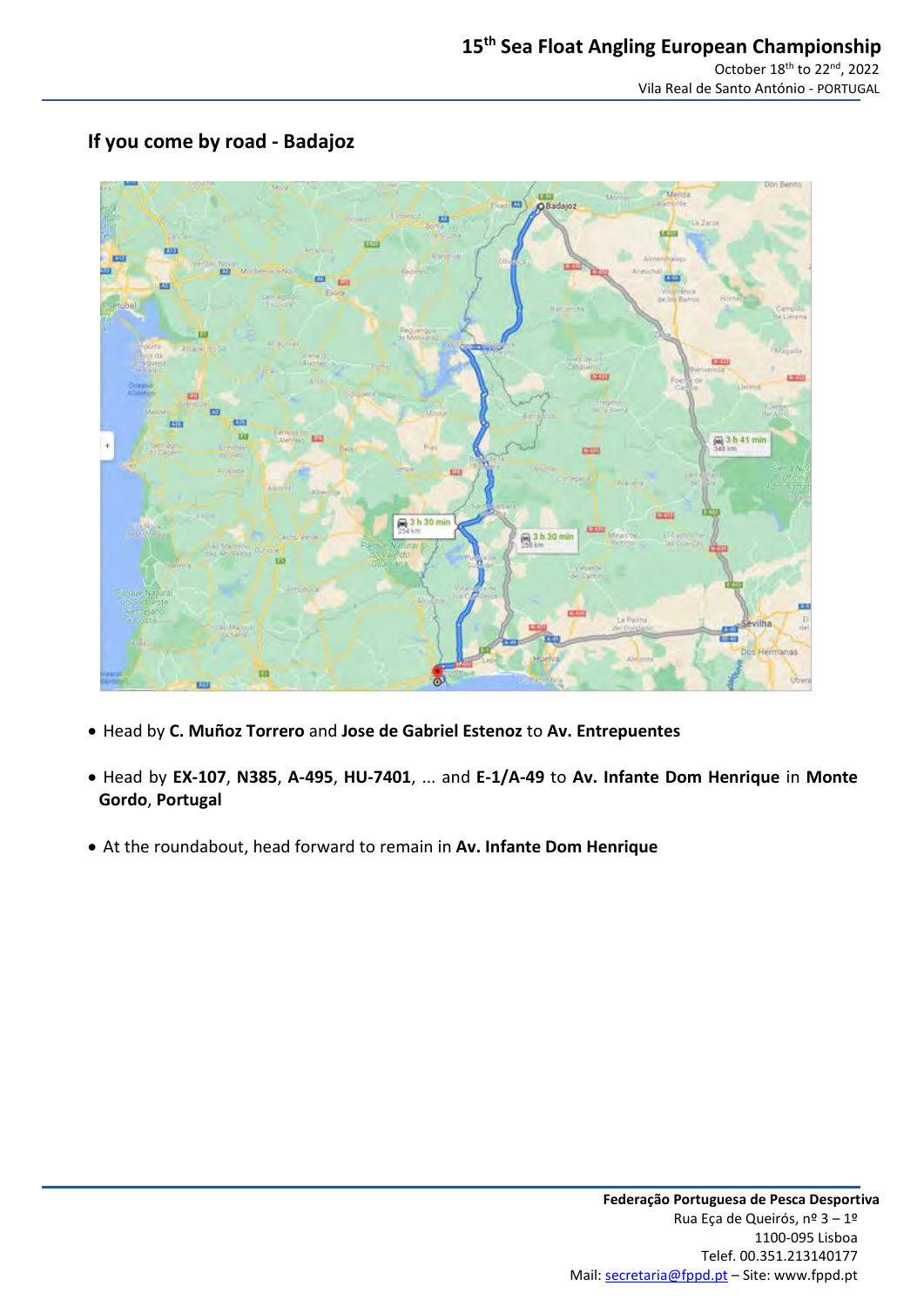## If you come by road - Badajoz

- Head by **C. Muñoz Torrero** and **Jose de Gabriel Estenoz** to **Av. Entrepuentes**
- Head by **EX-107**, **N385**, **A-495**, **HU-7401**, ... and **E-1/A-49** to **Av. Infante Dom Henrique** in **Monte Gordo**, **Portugal**
- At the roundabout, head forward to remain in **Av. Infante Dom Henrique**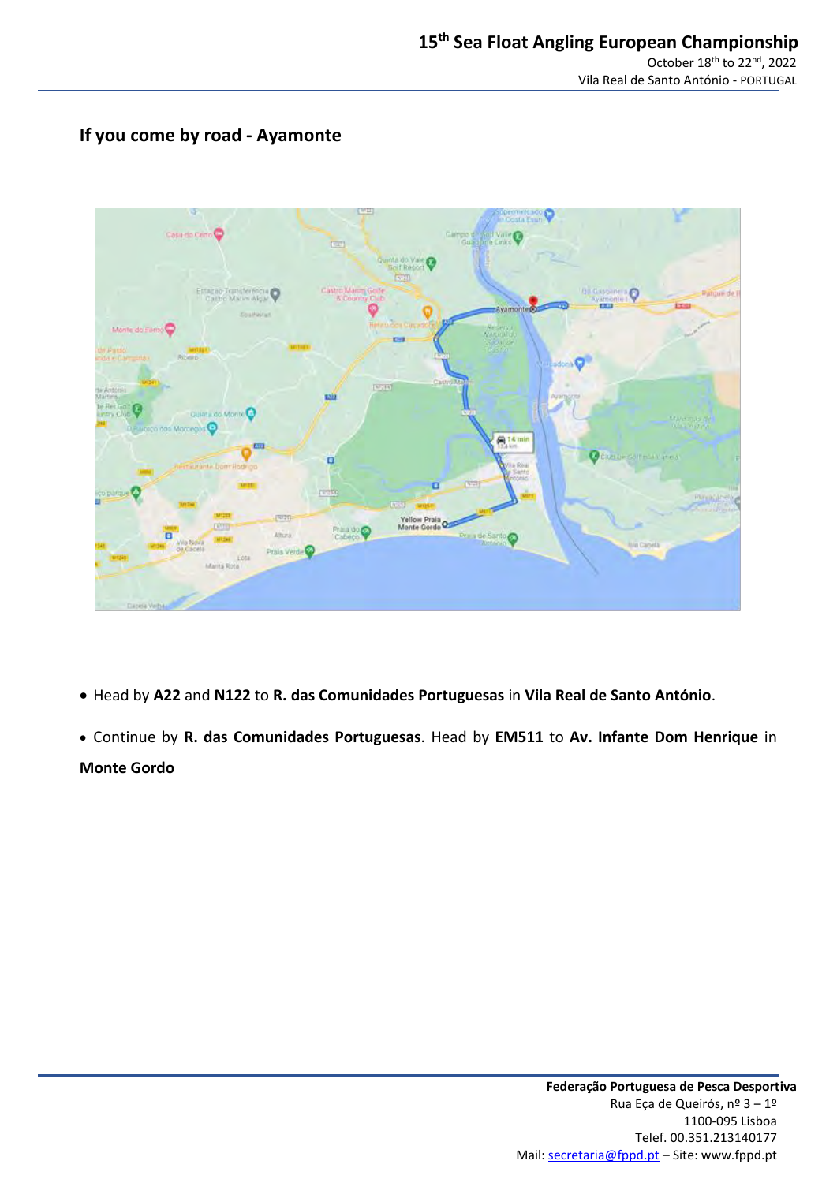## If you come by road - Ayamonte

- Head by **A22** and **N122** to **R. das Comunidades Portuguesas** in **Vila Real de Santo António**.
- Continue by **R. das Comunidades Portuguesas**. Head by **EM511** to **Av. Infante Dom Henrique** in **Monte Gordo**

**Federação Portuguesa de Pesca Desportiva**
Rua Eça de Queirós, nº 3 – 1º
1100-095 Lisboa
Telef. 00.351.213140177
Mail: secretaria@fppd.pt – Site: www.fppd.pt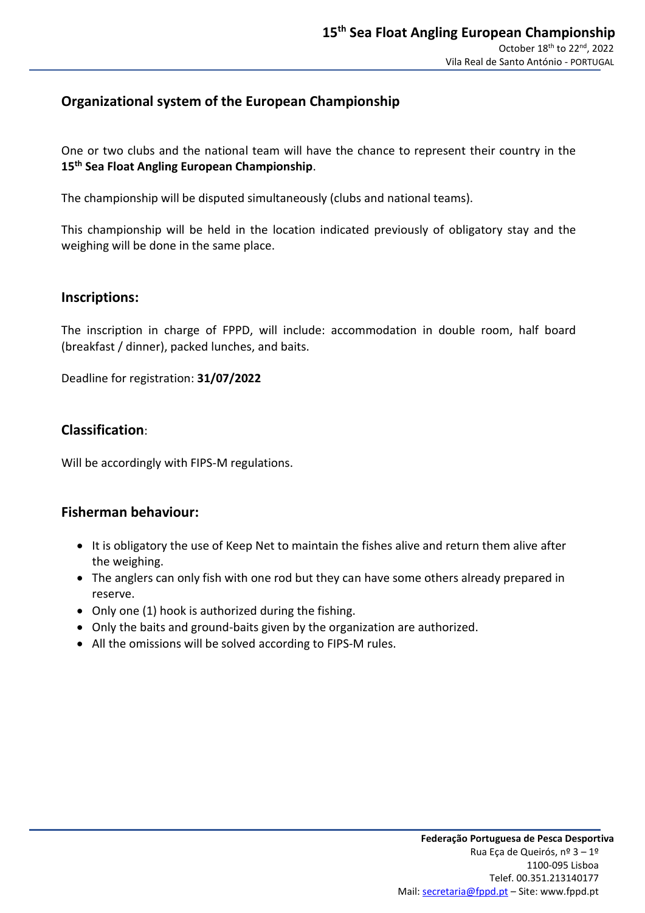## Organizational system of the European Championship

One or two clubs and the national team will have the chance to represent their country in the **15th Sea Float Angling European Championship**.

The championship will be disputed simultaneously (clubs and national teams).

This championship will be held in the location indicated previously of obligatory stay and the weighing will be done in the same place.

### Inscriptions:

The inscription in charge of FPPD, will include: accommodation in double room, half board (breakfast / dinner), packed lunches, and baits.

Deadline for registration: **31/07/2022**

### Classification:

Will be accordingly with FIPS-M regulations.

### Fisherman behaviour:

- It is obligatory the use of Keep Net to maintain the fishes alive and return them alive after the weighing.
- The anglers can only fish with one rod but they can have some others already prepared in reserve.
- Only one (1) hook is authorized during the fishing.
- Only the baits and ground-baits given by the organization are authorized.
- All the omissions will be solved according to FIPS-M rules.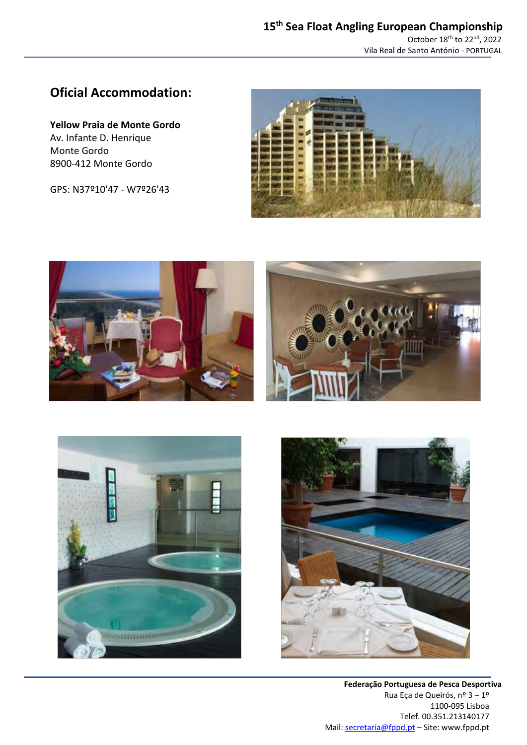## Oficial Accommodation:

**Yellow Praia de Monte Gordo**
Av. Infante D. Henrique
Monte Gordo
8900-412 Monte Gordo

GPS: N37º10'47 - W7º26'43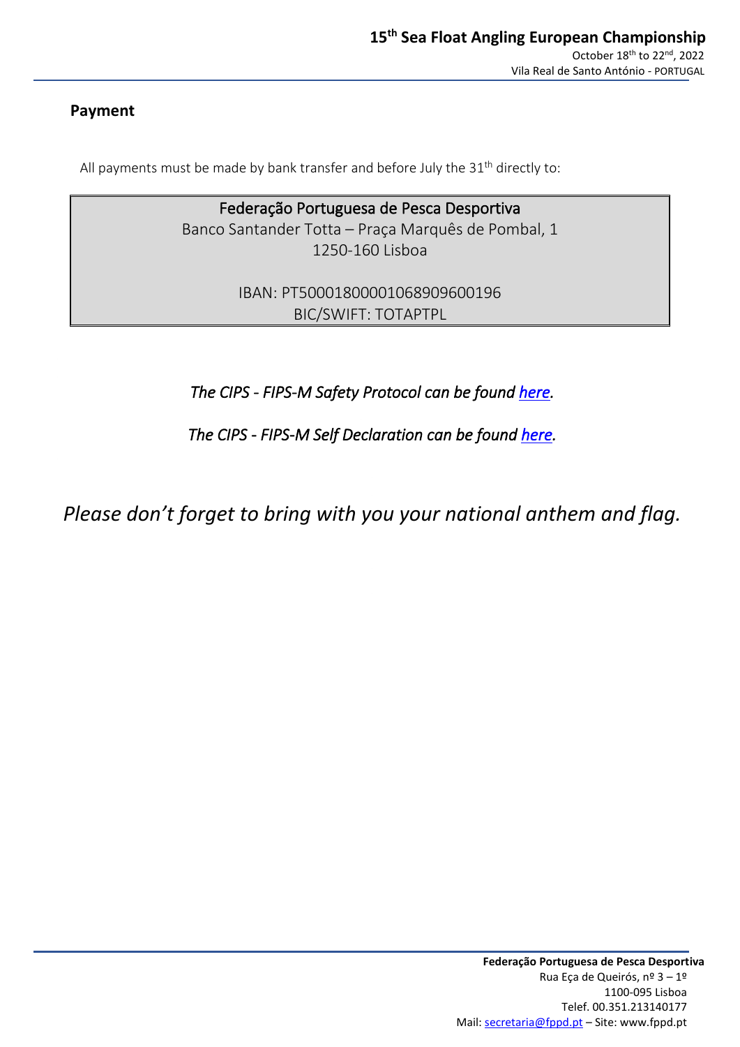## Payment

All payments must be made by bank transfer and before July the 31th directly to:

Federação Portuguesa de Pesca Desportiva
Banco Santander Totta – Praça Marquês de Pombal, 1
1250-160 Lisboa

IBAN: PT50001800001068909600196
BIC/SWIFT: TOTAPTPL

*The CIPS - FIPS-M Safety Protocol can be found here.*

*The CIPS - FIPS-M Self Declaration can be found here.*

*Please don't forget to bring with you your national anthem and flag.*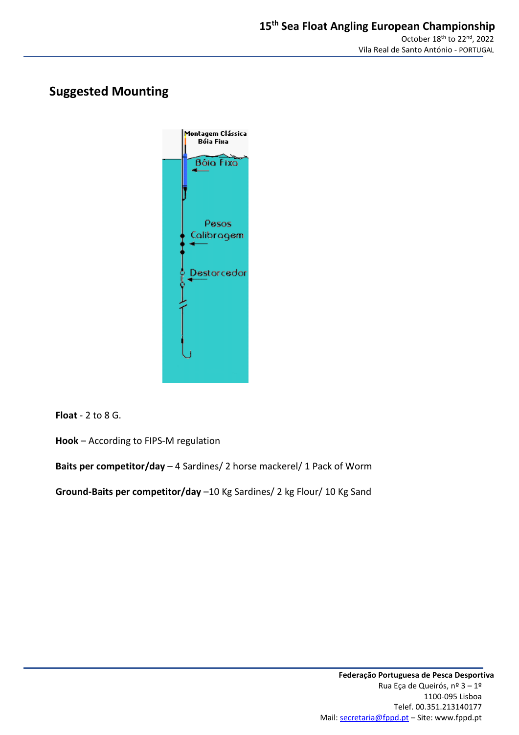## Suggested Mounting

**Float** - 2 to 8 G.

**Hook** – According to FIPS-M regulation

**Baits per competitor/day** – 4 Sardines/ 2 horse mackerel/ 1 Pack of Worm

**Ground-Baits per competitor/day** –10 Kg Sardines/ 2 kg Flour/ 10 Kg Sand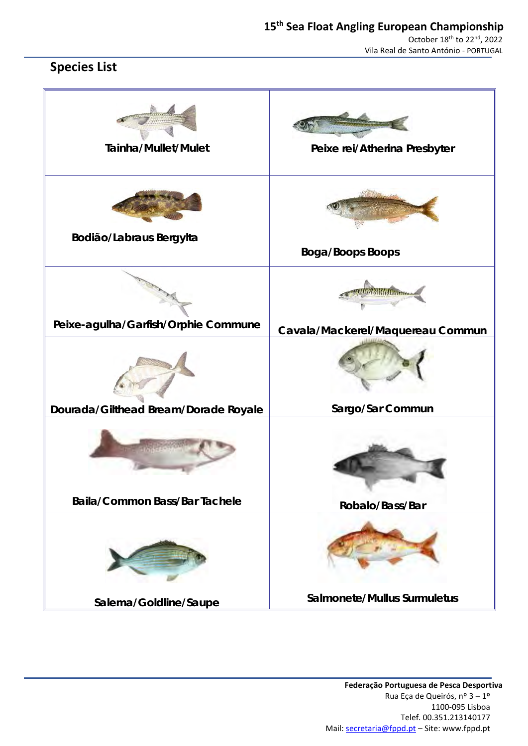## Species List

| | |
|---|---|
| Tainha/Mullet/Mulet | Peixe rei/Atherina Presbyter |
| Bodião/Labraus Bergylta | Boga/Boops Boops |
| Peixe-agulha/Garfish/Orphie Commune | Cavala/Mackerel/Maquereau Commun |
| Dourada/Gilthead Bream/Dorade Royale | Sargo/Sar Commun |
| Baila/Common Bass/Bar Tachele | Robalo/Bass/Bar |
| Salema/Goldline/Saupe | Salmonete/Mullus Surmuletus |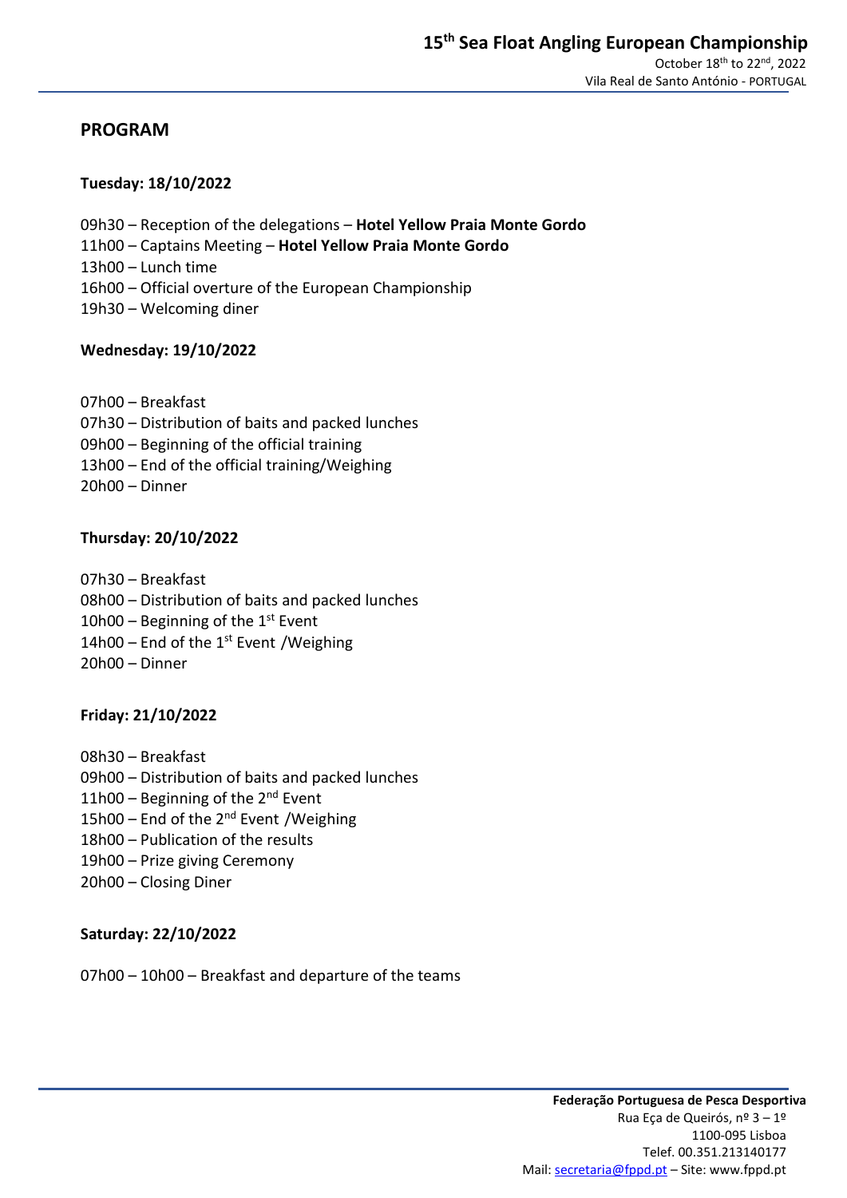## PROGRAM

**Tuesday: 18/10/2022**

09h30 – Reception of the delegations – **Hotel Yellow Praia Monte Gordo**
11h00 – Captains Meeting – **Hotel Yellow Praia Monte Gordo**
13h00 – Lunch time
16h00 – Official overture of the European Championship
19h30 – Welcoming diner

**Wednesday: 19/10/2022**

07h00 – Breakfast
07h30 – Distribution of baits and packed lunches
09h00 – Beginning of the official training
13h00 – End of the official training/Weighing
20h00 – Dinner

**Thursday: 20/10/2022**

07h30 – Breakfast
08h00 – Distribution of baits and packed lunches
10h00 – Beginning of the 1st Event
14h00 – End of the 1st Event /Weighing
20h00 – Dinner

**Friday: 21/10/2022**

08h30 – Breakfast
09h00 – Distribution of baits and packed lunches
11h00 – Beginning of the 2nd Event
15h00 – End of the 2nd Event /Weighing
18h00 – Publication of the results
19h00 – Prize giving Ceremony
20h00 – Closing Diner

**Saturday: 22/10/2022**

07h00 – 10h00 – Breakfast and departure of the teams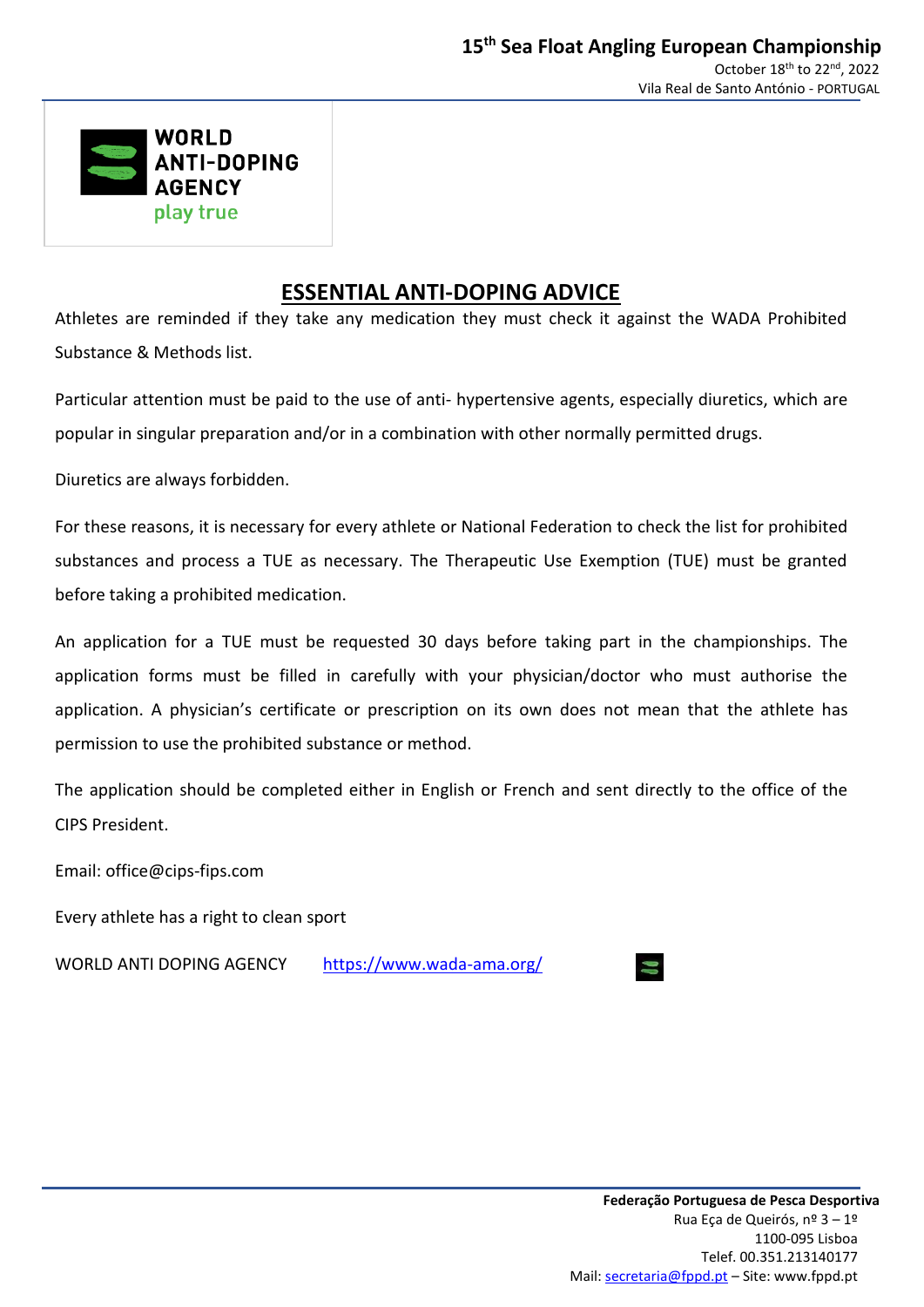## ESSENTIAL ANTI-DOPING ADVICE

Athletes are reminded if they take any medication they must check it against the WADA Prohibited Substance & Methods list.

Particular attention must be paid to the use of anti- hypertensive agents, especially diuretics, which are popular in singular preparation and/or in a combination with other normally permitted drugs.

Diuretics are always forbidden.

For these reasons, it is necessary for every athlete or National Federation to check the list for prohibited substances and process a TUE as necessary. The Therapeutic Use Exemption (TUE) must be granted before taking a prohibited medication.

An application for a TUE must be requested 30 days before taking part in the championships. The application forms must be filled in carefully with your physician/doctor who must authorise the application. A physician's certificate or prescription on its own does not mean that the athlete has permission to use the prohibited substance or method.

The application should be completed either in English or French and sent directly to the office of the CIPS President.

Email: office@cips-fips.com

Every athlete has a right to clean sport

WORLD ANTI DOPING AGENCY https://www.wada-ama.org/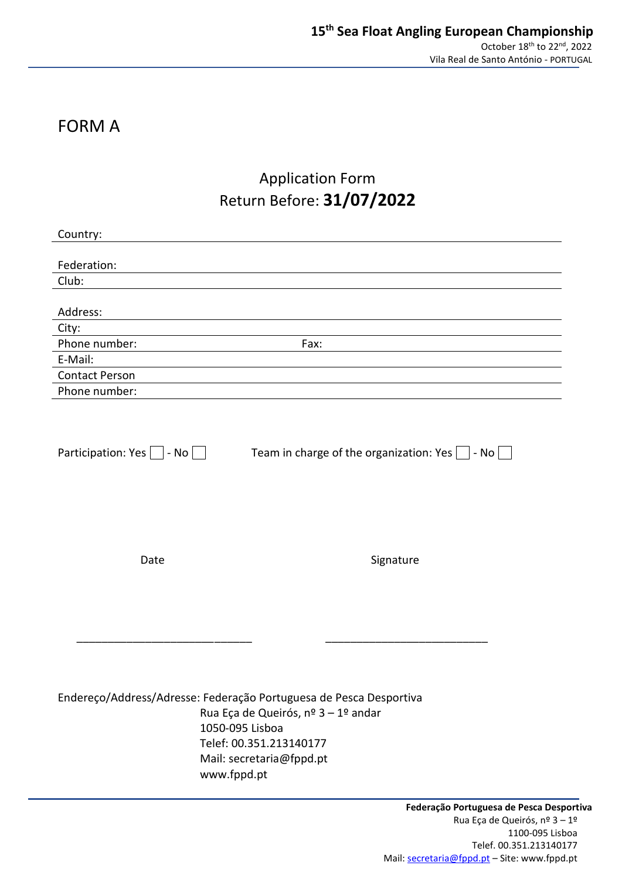# FORM A

## Application Form
## Return Before: **31/07/2022**

Country:

Federation:

Club:

Address:

City:

Phone number: Fax:

E-Mail:

Contact Person

Phone number:

Participation: Yes ☐ - No ☐ Team in charge of the organization: Yes ☐ - No ☐

Date Signature

\_\_\_\_\_\_\_\_\_\_\_\_\_\_\_\_\_\_\_\_\_\_\_\_\_\_\_\_ \_\_\_\_\_\_\_\_\_\_\_\_\_\_\_\_\_\_\_\_\_\_\_\_\_\_\_\_

Endereço/Address/Adresse: Federação Portuguesa de Pesca Desportiva
Rua Eça de Queirós, nº 3 – 1º andar
1050-095 Lisboa
Telef: 00.351.213140177
Mail: secretaria@fppd.pt
www.fppd.pt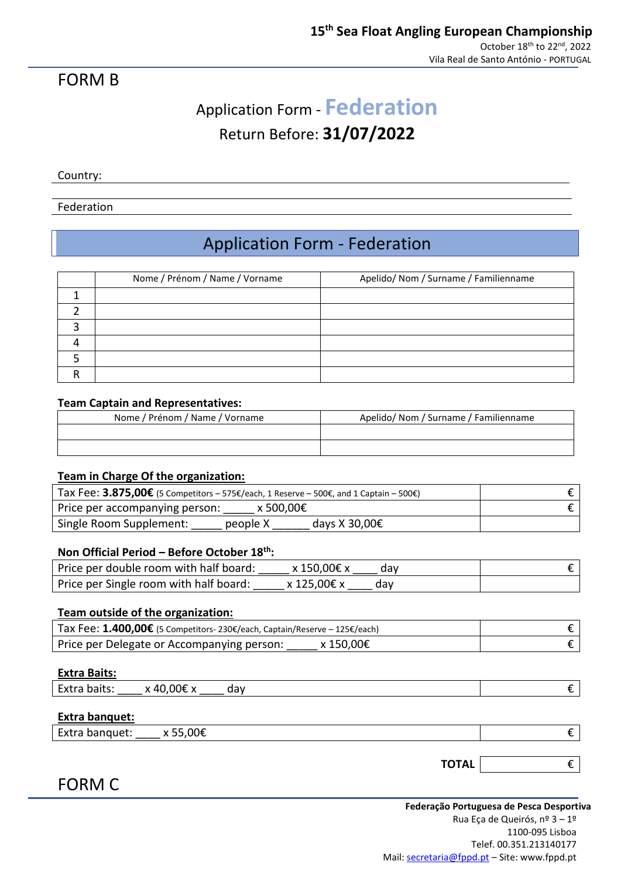FORM B

## Application Form - **Federation**

Return Before: **31/07/2022**

Country:

Federation

## Application Form - Federation

| | Nome / Prénom / Name / Vorname | Apelido/ Nom / Surname / Familienname |
|---|---|---|
| 1 | | |
| 2 | | |
| 3 | | |
| 4 | | |
| 5 | | |
| R | | |

**Team Captain and Representatives:**

| Nome / Prénom / Name / Vorname | Apelido/ Nom / Surname / Familienname |
|---|---|
| | |
| | |

**Team in Charge Of the organization:**

| | |
|---|---|
| Tax Fee: **3.875,00€** (5 Competitors – 575€/each, 1 Reserve – 500€, and 1 Captain – 500€) | € |
| Price per accompanying person: _____ x 500,00€ | € |
| Single Room Supplement: _____ people X ______ days X 30,00€ | |

**Non Official Period – Before October 18th:**

| | |
|---|---|
| Price per double room with half board: _____ x 150,00€ x ____ day | € |
| Price per Single room with half board: _____ x 125,00€ x ____ day | |

**Team outside of the organization:**

| | |
|---|---|
| Tax Fee: **1.400,00€** (5 Competitors- 230€/each, Captain/Reserve – 125€/each) | € |
| Price per Delegate or Accompanying person: _____ x 150,00€ | € |

**Extra Baits:**

| | |
|---|---|
| Extra baits: ____ x 40,00€ x ____ day | € |

**Extra banquet:**

| | |
|---|---|
| Extra banquet: ____ x 55,00€ | € |

| | |
|---|---|
| **TOTAL** | € |

FORM C

**Federação Portuguesa de Pesca Desportiva**
Rua Eça de Queirós, nº 3 – 1º
1100-095 Lisboa
Telef. 00.351.213140177
Mail: secretaria@fppd.pt – Site: www.fppd.pt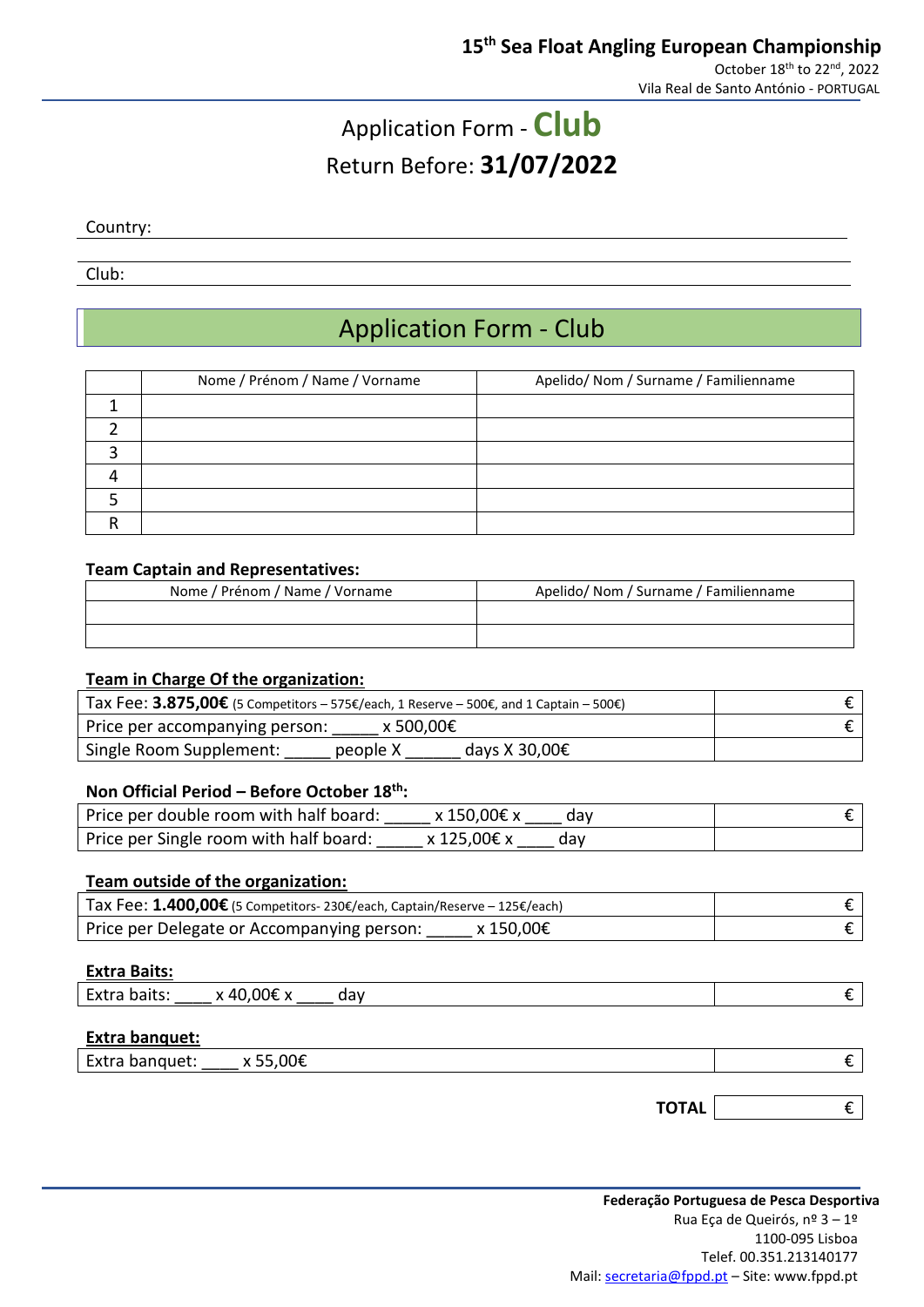**15th Sea Float Angling European Championship**

October 18th to 22nd, 2022

Vila Real de Santo António - PORTUGAL

# Application Form - Club

## Return Before: 31/07/2022

Country:

Club:

## Application Form - Club

| | Nome / Prénom / Name / Vorname | Apelido/ Nom / Surname / Familienname |
|---|---|---|
| 1 | | |
| 2 | | |
| 3 | | |
| 4 | | |
| 5 | | |
| R | | |

**Team Captain and Representatives:**

| Nome / Prénom / Name / Vorname | Apelido/ Nom / Surname / Familienname |
|---|---|
| | |
| | |

**Team in Charge Of the organization:**

| | |
|---|---|
| Tax Fee: **3.875,00€** (5 Competitors – 575€/each, 1 Reserve – 500€, and 1 Captain – 500€) | € |
| Price per accompanying person: _____ x 500,00€ | € |
| Single Room Supplement: _____ people X ______ days X 30,00€ | |

**Non Official Period – Before October 18th:**

| | |
|---|---|
| Price per double room with half board: _____ x 150,00€ x ____ day | € |
| Price per Single room with half board: _____ x 125,00€ x ____ day | |

**Team outside of the organization:**

| | |
|---|---|
| Tax Fee: **1.400,00€** (5 Competitors- 230€/each, Captain/Reserve – 125€/each) | € |
| Price per Delegate or Accompanying person: _____ x 150,00€ | € |

**Extra Baits:**

| | |
|---|---|
| Extra baits: ____ x 40,00€ x ____ day | € |

**Extra banquet:**

| | |
|---|---|
| Extra banquet: ____ x 55,00€ | € |

**TOTAL** | € |

**Federação Portuguesa de Pesca Desportiva**

Rua Eça de Queirós, nº 3 – 1º

1100-095 Lisboa

Telef. 00.351.213140177

Mail: secretaria@fppd.pt – Site: www.fppd.pt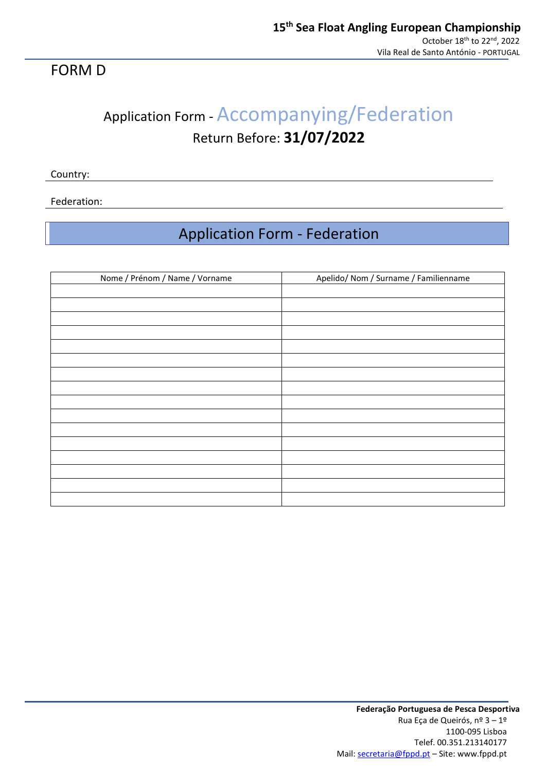# FORM D

## Application Form - Accompanying/Federation

Return Before: **31/07/2022**

Country: 

Federation: 

## Application Form - Federation

| Nome / Prénom / Name / Vorname | Apelido/ Nom / Surname / Familienname |
|---|---|
| | |
| | |
| | |
| | |
| | |
| | |
| | |
| | |
| | |
| | |
| | |
| | |
| | |
| | |
| | |
| | |

**Federação Portuguesa de Pesca Desportiva**
Rua Eça de Queirós, nº 3 – 1º
1100-095 Lisboa
Telef. 00.351.213140177
Mail: secretaria@fppd.pt – Site: www.fppd.pt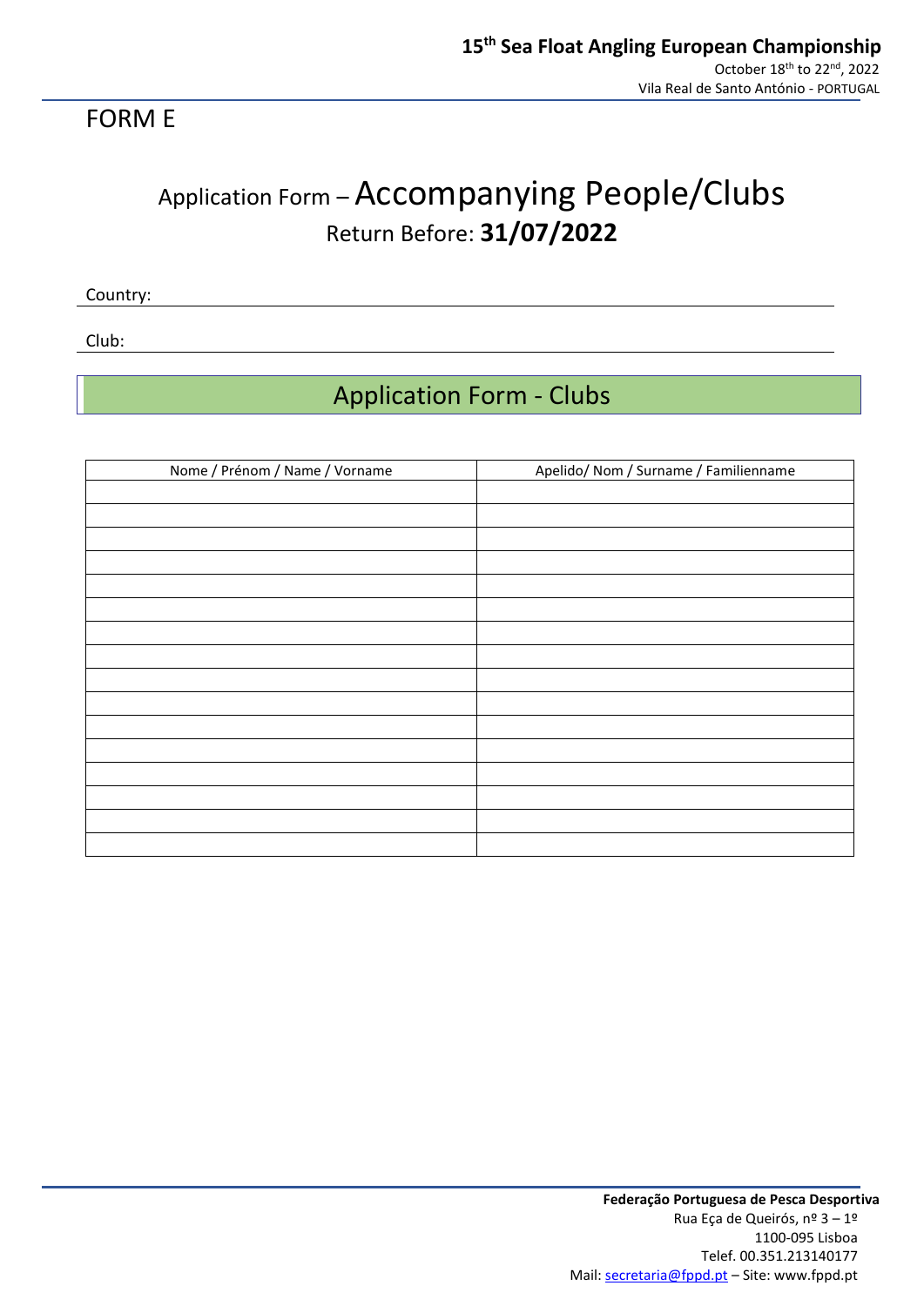FORM E

# Application Form – Accompanying People/Clubs

## Return Before: **31/07/2022**

Country:

Club:

## Application Form - Clubs

| Nome / Prénom / Name / Vorname | Apelido/ Nom / Surname / Familienname |
| --- | --- |
| | |
| | |
| | |
| | |
| | |
| | |
| | |
| | |
| | |
| | |
| | |
| | |
| | |
| | |
| | |
| | |